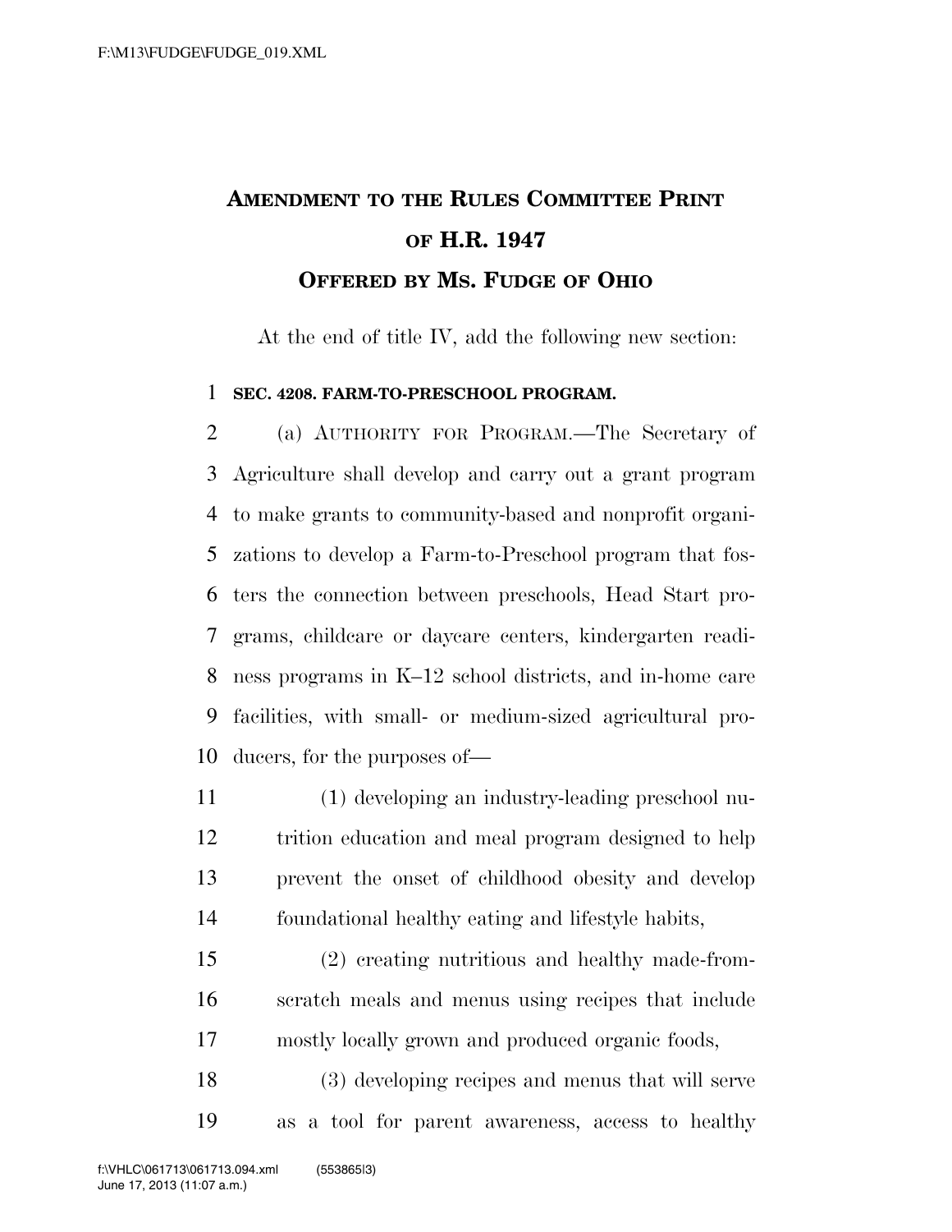# Amendment to the Rules Committee Print of H.R. 1947

## Offered by Ms. Fudge of Ohio

At the end of title IV, add the following new section:

**SEC. 4208. FARM-TO-PRESCHOOL PROGRAM.**

(a) AUTHORITY FOR PROGRAM.—The Secretary of Agriculture shall develop and carry out a grant program to make grants to community-based and nonprofit organizations to develop a Farm-to-Preschool program that fosters the connection between preschools, Head Start programs, childcare or daycare centers, kindergarten readiness programs in K–12 school districts, and in-home care facilities, with small- or medium-sized agricultural producers, for the purposes of—

(1) developing an industry-leading preschool nutrition education and meal program designed to help prevent the onset of childhood obesity and develop foundational healthy eating and lifestyle habits,

(2) creating nutritious and healthy made-from-scratch meals and menus using recipes that include mostly locally grown and produced organic foods,

(3) developing recipes and menus that will serve as a tool for parent awareness, access to healthy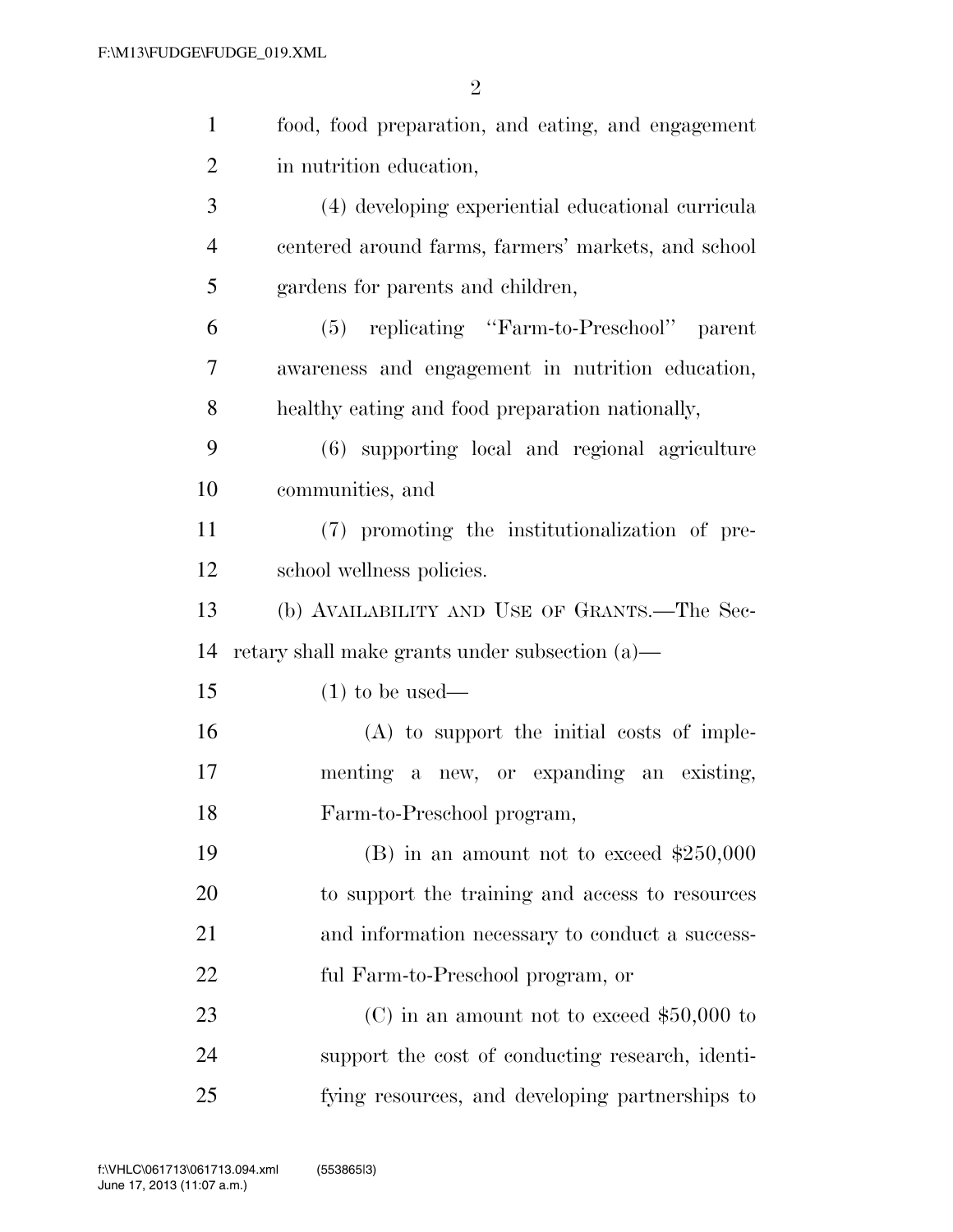food, food preparation, and eating, and engagement in nutrition education,

(4) developing experiential educational curricula centered around farms, farmers' markets, and school gardens for parents and children,

(5) replicating "Farm-to-Preschool" parent awareness and engagement in nutrition education, healthy eating and food preparation nationally,

(6) supporting local and regional agriculture communities, and

(7) promoting the institutionalization of preschool wellness policies.

(b) AVAILABILITY AND USE OF GRANTS.—The Secretary shall make grants under subsection (a)—

(1) to be used—

(A) to support the initial costs of implementing a new, or expanding an existing, Farm-to-Preschool program,

(B) in an amount not to exceed $250,000 to support the training and access to resources and information necessary to conduct a successful Farm-to-Preschool program, or

(C) in an amount not to exceed $50,000 to support the cost of conducting research, identifying resources, and developing partnerships to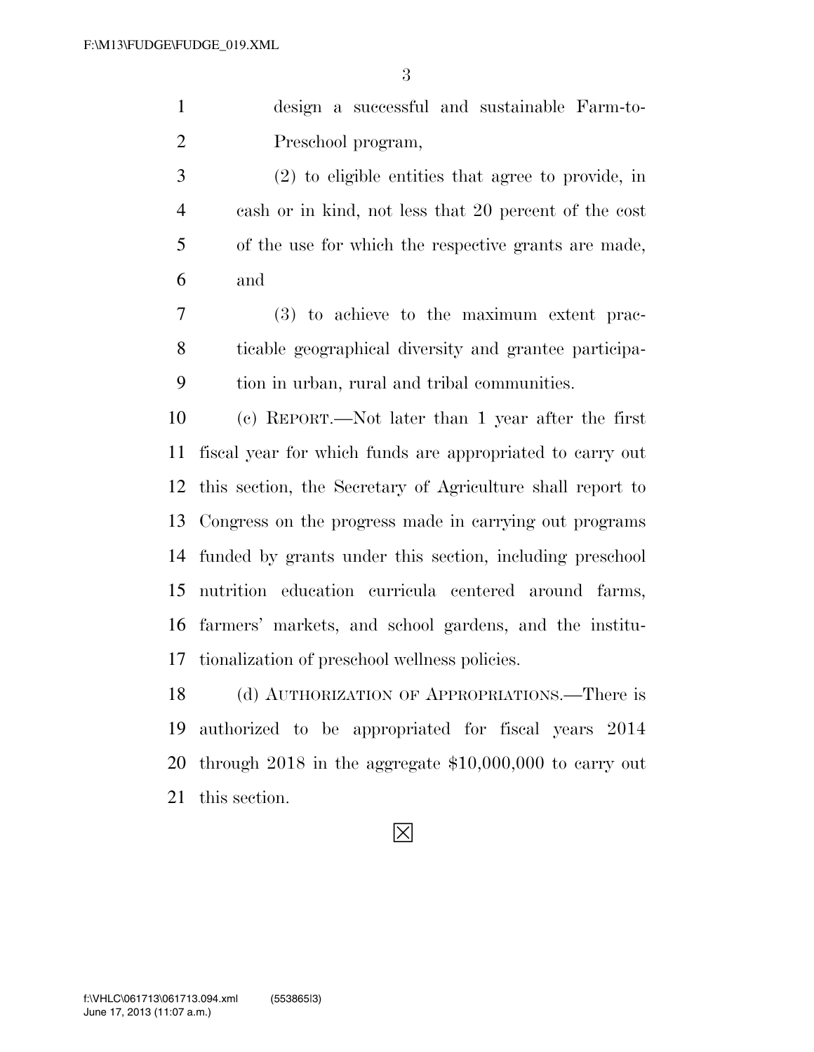design a successful and sustainable Farm-to-Preschool program,

(2) to eligible entities that agree to provide, in cash or in kind, not less that 20 percent of the cost of the use for which the respective grants are made, and

(3) to achieve to the maximum extent practicable geographical diversity and grantee participation in urban, rural and tribal communities.

(c) REPORT.—Not later than 1 year after the first fiscal year for which funds are appropriated to carry out this section, the Secretary of Agriculture shall report to Congress on the progress made in carrying out programs funded by grants under this section, including preschool nutrition education curricula centered around farms, farmers' markets, and school gardens, and the institutionalization of preschool wellness policies.

(d) AUTHORIZATION OF APPROPRIATIONS.—There is authorized to be appropriated for fiscal years 2014 through 2018 in the aggregate $10,000,000 to carry out this section.